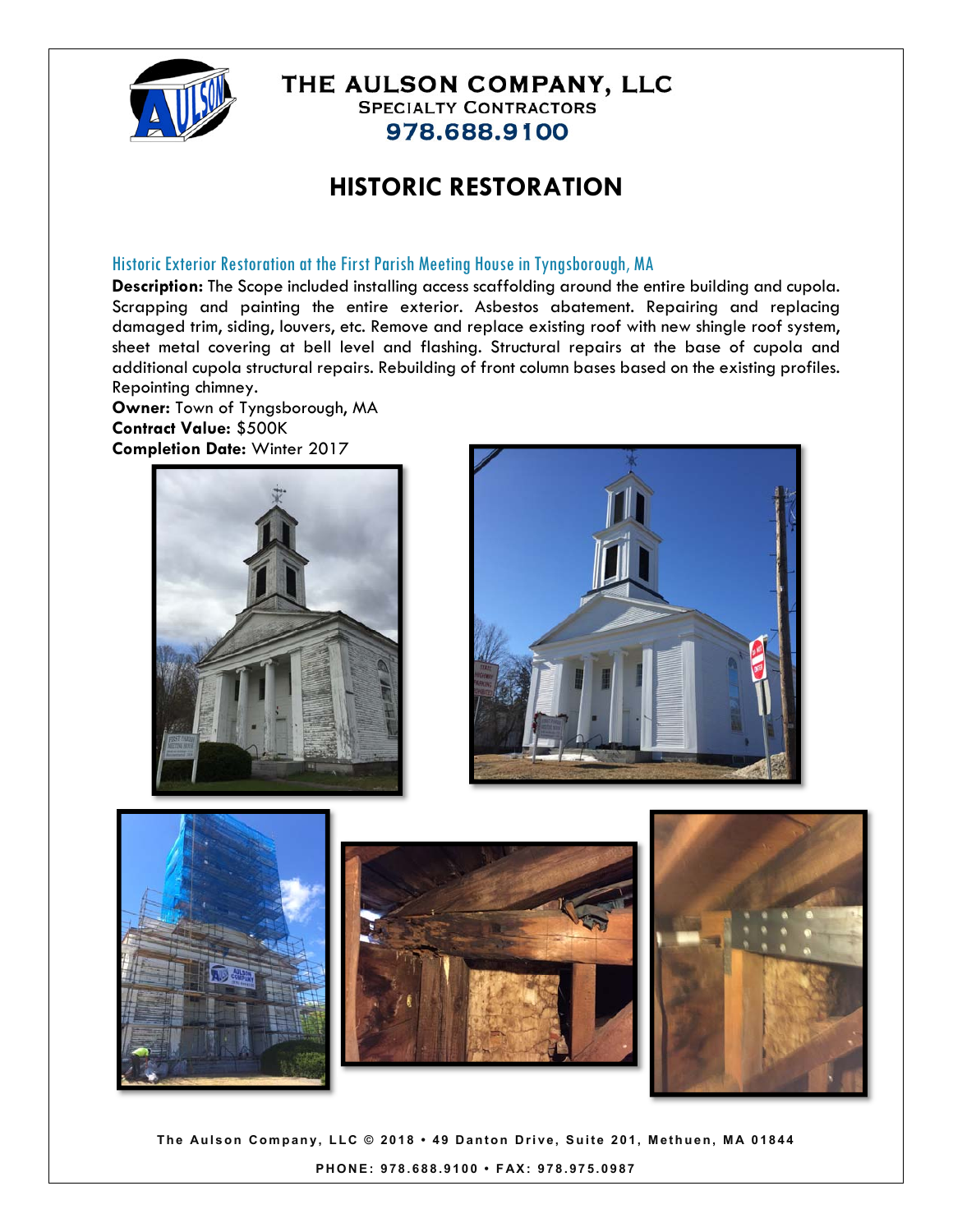# THE AULSON COMPANY, LLC

SPECIALTY CONTRACTORS

978.688.9100

## HISTORIC RESTORATION

### Historic Exterior Restoration at the First Parish Meeting House in Tyngsborough, MA

**Description:** The Scope included installing access scaffolding around the entire building and cupola. Scrapping and painting the entire exterior. Asbestos abatement. Repairing and replacing damaged trim, siding, louvers, etc. Remove and replace existing roof with new shingle roof system, sheet metal covering at bell level and flashing. Structural repairs at the base of cupola and additional cupola structural repairs. Rebuilding of front column bases based on the existing profiles. Repointing chimney.

**Owner:** Town of Tyngsborough, MA

**Contract Value:** $500K

**Completion Date:** Winter 2017

The Aulson Company, LLC © 2018 • 49 Danton Drive, Suite 201, Methuen, MA 01844

PHONE: 978.688.9100 • FAX: 978.975.0987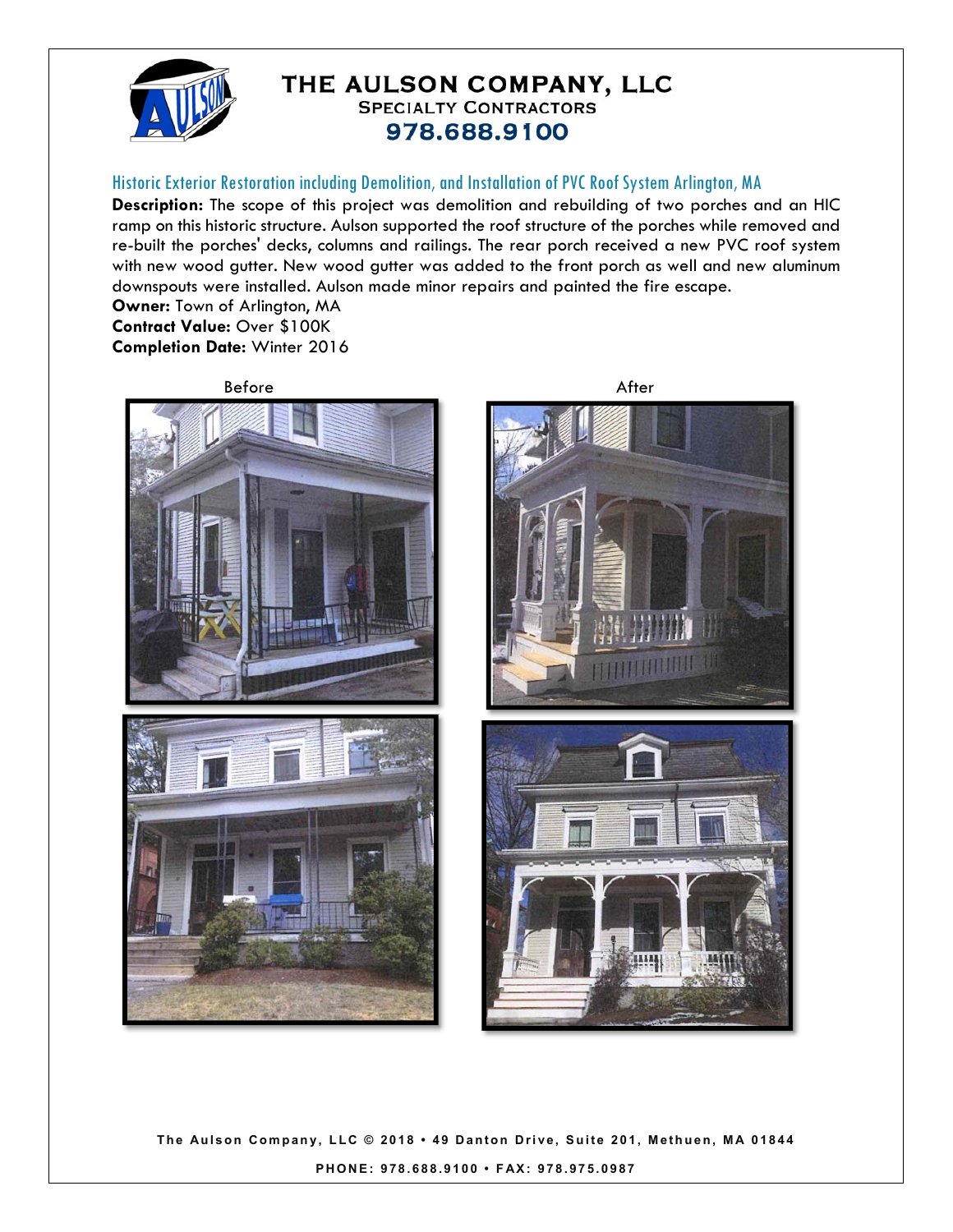# THE AULSON COMPANY, LLC

SPECIALTY CONTRACTORS

978.688.9100

## Historic Exterior Restoration including Demolition, and Installation of PVC Roof System Arlington, MA

**Description:** The scope of this project was demolition and rebuilding of two porches and an HIC ramp on this historic structure. Aulson supported the roof structure of the porches while removed and re-built the porches' decks, columns and railings. The rear porch received a new PVC roof system with new wood gutter. New wood gutter was added to the front porch as well and new aluminum downspouts were installed. Aulson made minor repairs and painted the fire escape.

**Owner:** Town of Arlington, MA

**Contract Value:** Over $100K

**Completion Date:** Winter 2016

Before

After

The Aulson Company, LLC © 2018 • 49 Danton Drive, Suite 201, Methuen, MA 01844

PHONE: 978.688.9100 • FAX: 978.975.0987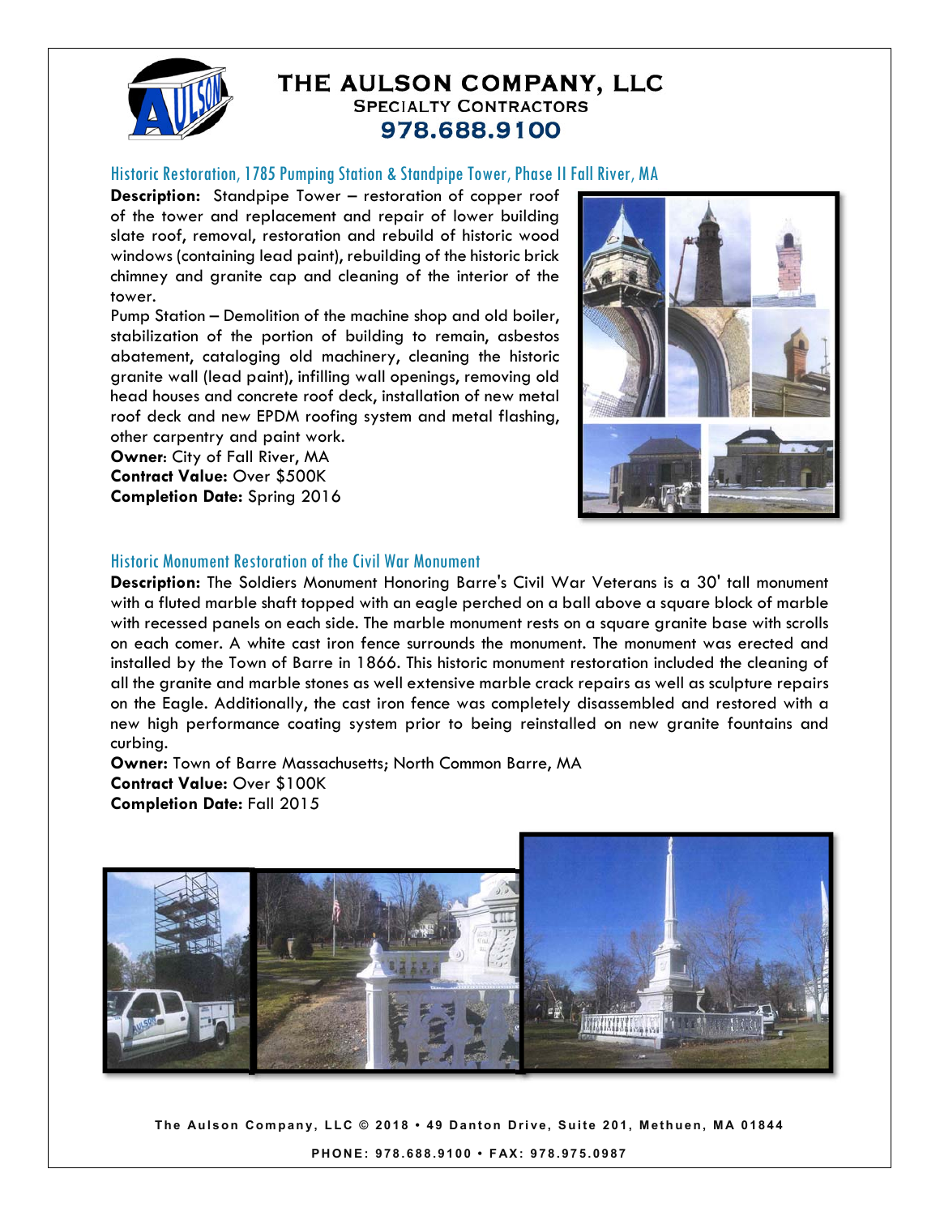# THE AULSON COMPANY, LLC

**SPECIALTY CONTRACTORS**

**978.688.9100**

## Historic Restoration, 1785 Pumping Station & Standpipe Tower, Phase II Fall River, MA

**Description:** Standpipe Tower – restoration of copper roof of the tower and replacement and repair of lower building slate roof, removal, restoration and rebuild of historic wood windows (containing lead paint), rebuilding of the historic brick chimney and granite cap and cleaning of the interior of the tower.

Pump Station – Demolition of the machine shop and old boiler, stabilization of the portion of building to remain, asbestos abatement, cataloging old machinery, cleaning the historic granite wall (lead paint), infilling wall openings, removing old head houses and concrete roof deck, installation of new metal roof deck and new EPDM roofing system and metal flashing, other carpentry and paint work.

**Owner:** City of Fall River, MA

**Contract Value:** Over $500K

**Completion Date:** Spring 2016

## Historic Monument Restoration of the Civil War Monument

**Description:** The Soldiers Monument Honoring Barre's Civil War Veterans is a 30' tall monument with a fluted marble shaft topped with an eagle perched on a ball above a square block of marble with recessed panels on each side. The marble monument rests on a square granite base with scrolls on each comer. A white cast iron fence surrounds the monument. The monument was erected and installed by the Town of Barre in 1866. This historic monument restoration included the cleaning of all the granite and marble stones as well extensive marble crack repairs as well as sculpture repairs on the Eagle. Additionally, the cast iron fence was completely disassembled and restored with a new high performance coating system prior to being reinstalled on new granite fountains and curbing.

**Owner:** Town of Barre Massachusetts; North Common Barre, MA

**Contract Value:** Over $100K

**Completion Date:** Fall 2015

The Aulson Company, LLC © 2018 • 49 Danton Drive, Suite 201, Methuen, MA 01844

PHONE: 978.688.9100 • FAX: 978.975.0987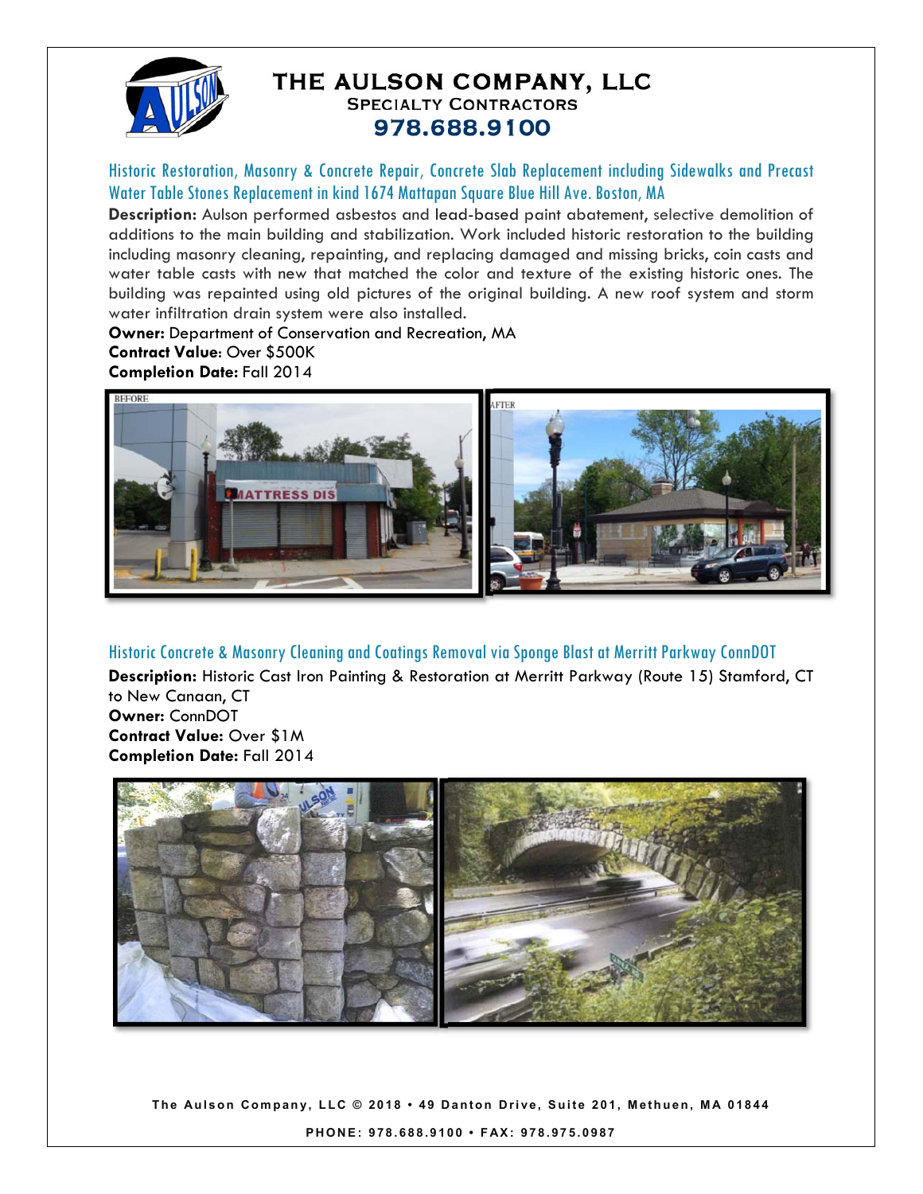# THE AULSON COMPANY, LLC

**SPECIALTY CONTRACTORS**

**978.688.9100**

## Historic Restoration, Masonry & Concrete Repair, Concrete Slab Replacement including Sidewalks and Precast Water Table Stones Replacement in kind 1674 Mattapan Square Blue Hill Ave. Boston, MA

**Description:** Aulson performed asbestos and lead-based paint abatement, selective demolition of additions to the main building and stabilization. Work included historic restoration to the building including masonry cleaning, repainting, and replacing damaged and missing bricks, coin casts and water table casts with new that matched the color and texture of the existing historic ones. The building was repainted using old pictures of the original building. A new roof system and storm water infiltration drain system were also installed.

**Owner:** Department of Conservation and Recreation, MA

**Contract Value**: Over $500K

**Completion Date:** Fall 2014

## Historic Concrete & Masonry Cleaning and Coatings Removal via Sponge Blast at Merritt Parkway ConnDOT

**Description:** Historic Cast Iron Painting & Restoration at Merritt Parkway (Route 15) Stamford, CT to New Canaan, CT

**Owner:** ConnDOT

**Contract Value:** Over $1M

**Completion Date:** Fall 2014

The Aulson Company, LLC © 2018 • 49 Danton Drive, Suite 201, Methuen, MA 01844

PHONE: 978.688.9100 • FAX: 978.975.0987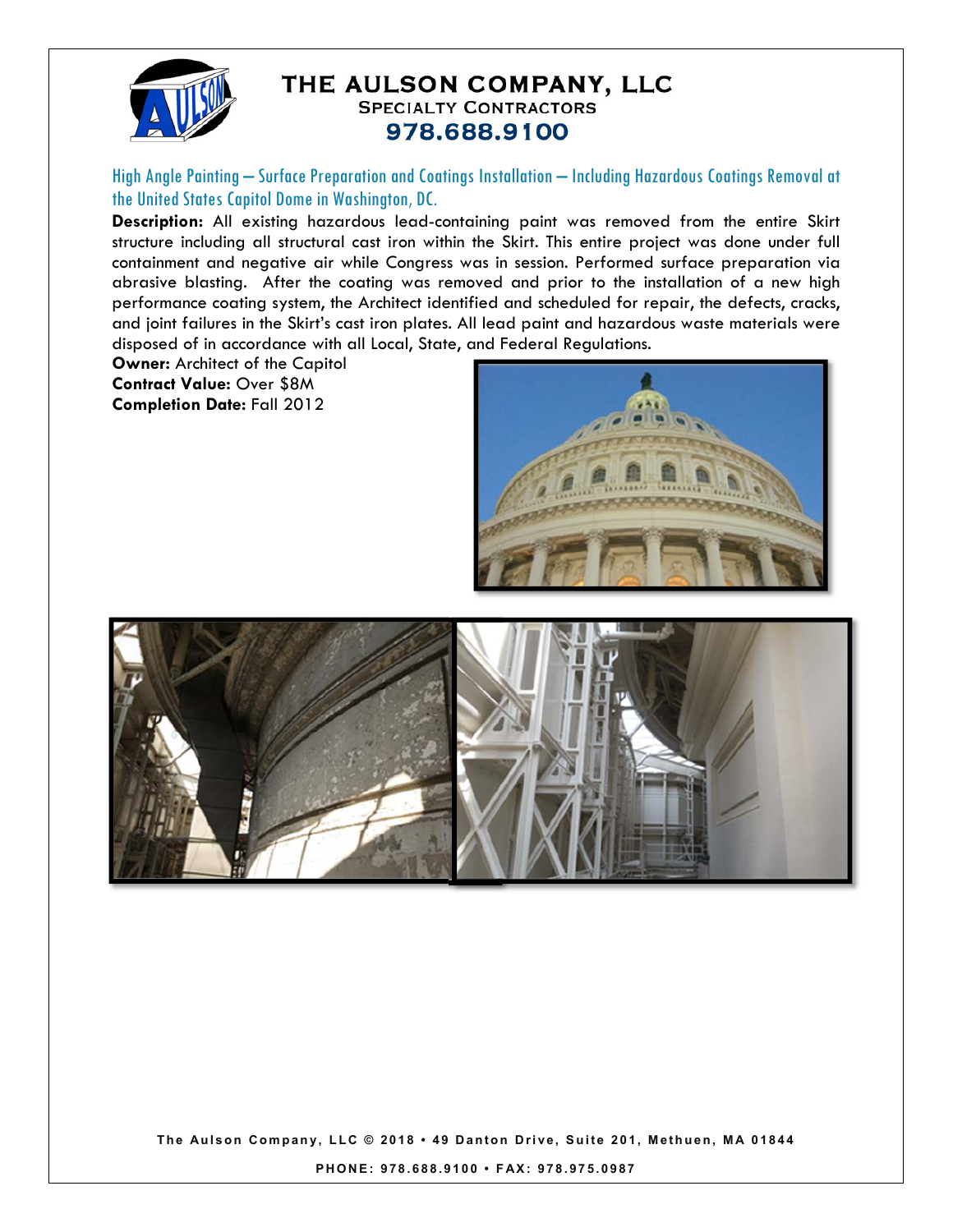# THE AULSON COMPANY, LLC
**SPECIALTY CONTRACTORS**
**978.688.9100**

## High Angle Painting – Surface Preparation and Coatings Installation – Including Hazardous Coatings Removal at the United States Capitol Dome in Washington, DC.

**Description:** All existing hazardous lead-containing paint was removed from the entire Skirt structure including all structural cast iron within the Skirt. This entire project was done under full containment and negative air while Congress was in session. Performed surface preparation via abrasive blasting. After the coating was removed and prior to the installation of a new high performance coating system, the Architect identified and scheduled for repair, the defects, cracks, and joint failures in the Skirt's cast iron plates. All lead paint and hazardous waste materials were disposed of in accordance with all Local, State, and Federal Regulations.

**Owner:** Architect of the Capitol
**Contract Value:** Over $8M
**Completion Date:** Fall 2012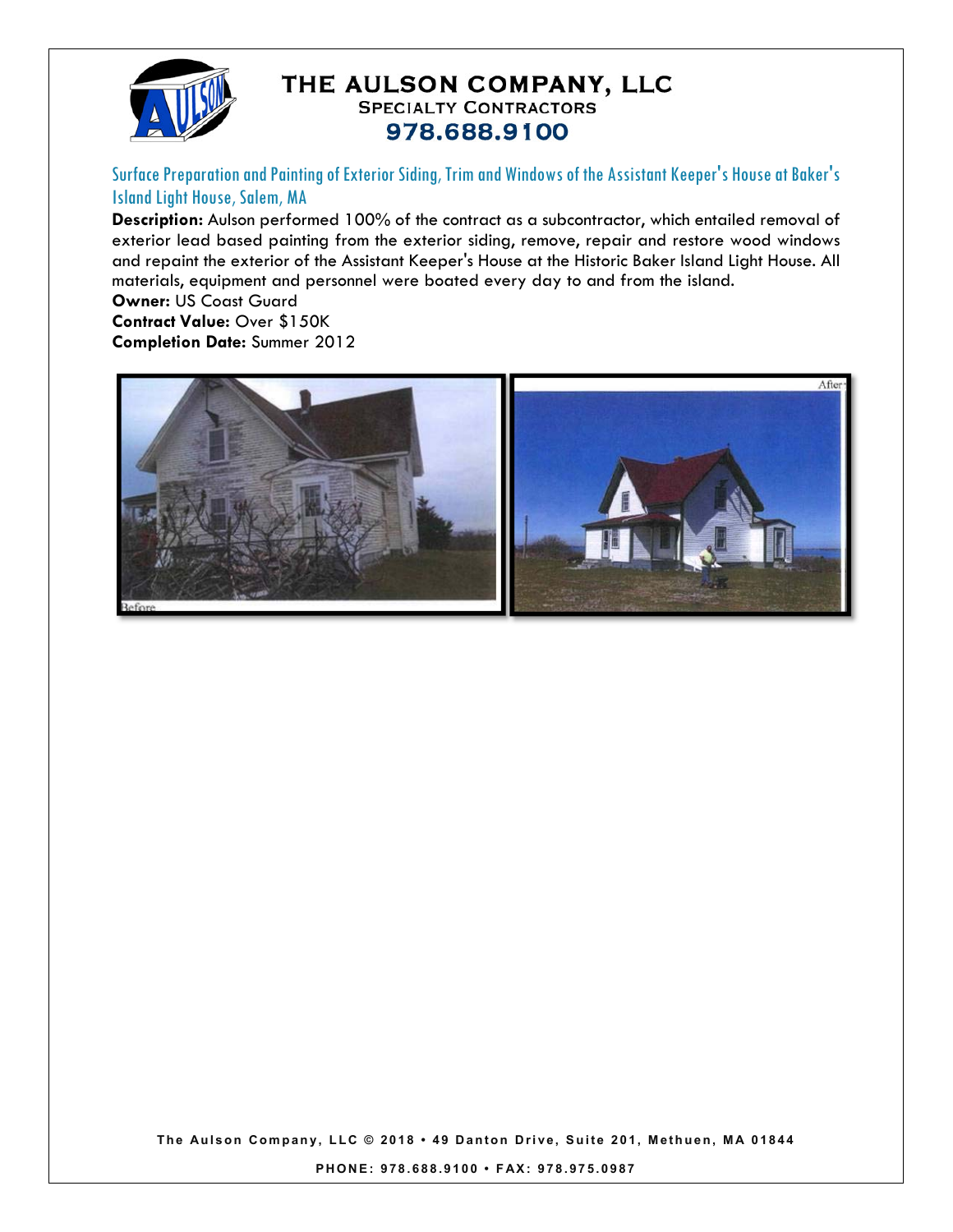# THE AULSON COMPANY, LLC

**SPECIALTY CONTRACTORS**

**978.688.9100**

## Surface Preparation and Painting of Exterior Siding, Trim and Windows of the Assistant Keeper's House at Baker's Island Light House, Salem, MA

**Description:** Aulson performed 100% of the contract as a subcontractor, which entailed removal of exterior lead based painting from the exterior siding, remove, repair and restore wood windows and repaint the exterior of the Assistant Keeper's House at the Historic Baker Island Light House. All materials, equipment and personnel were boated every day to and from the island.

**Owner:** US Coast Guard

**Contract Value:** Over $150K

**Completion Date:** Summer 2012

Before

After

The Aulson Company, LLC © 2018 • 49 Danton Drive, Suite 201, Methuen, MA 01844

PHONE: 978.688.9100 • FAX: 978.975.0987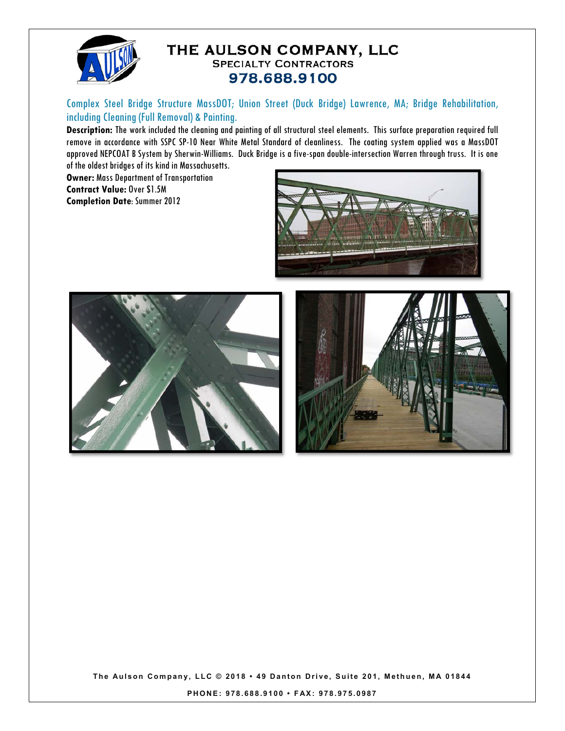# THE AULSON COMPANY, LLC

SPECIALTY CONTRACTORS

978.688.9100

## Complex Steel Bridge Structure MassDOT; Union Street (Duck Bridge) Lawrence, MA; Bridge Rehabilitation, including Cleaning (Full Removal) & Painting.

**Description:** The work included the cleaning and painting of all structural steel elements. This surface preparation required full remove in accordance with SSPC SP-10 Near White Metal Standard of cleanliness. The coating system applied was a MassDOT approved NEPCOAT B System by Sherwin-Williams. Duck Bridge is a five-span double-intersection Warren through truss. It is one of the oldest bridges of its kind in Massachusetts.

**Owner:** Mass Department of Transportation

**Contract Value:** Over $1.5M

**Completion Date**: Summer 2012

The Aulson Company, LLC © 2018 • 49 Danton Drive, Suite 201, Methuen, MA 01844

PHONE: 978.688.9100 • FAX: 978.975.0987